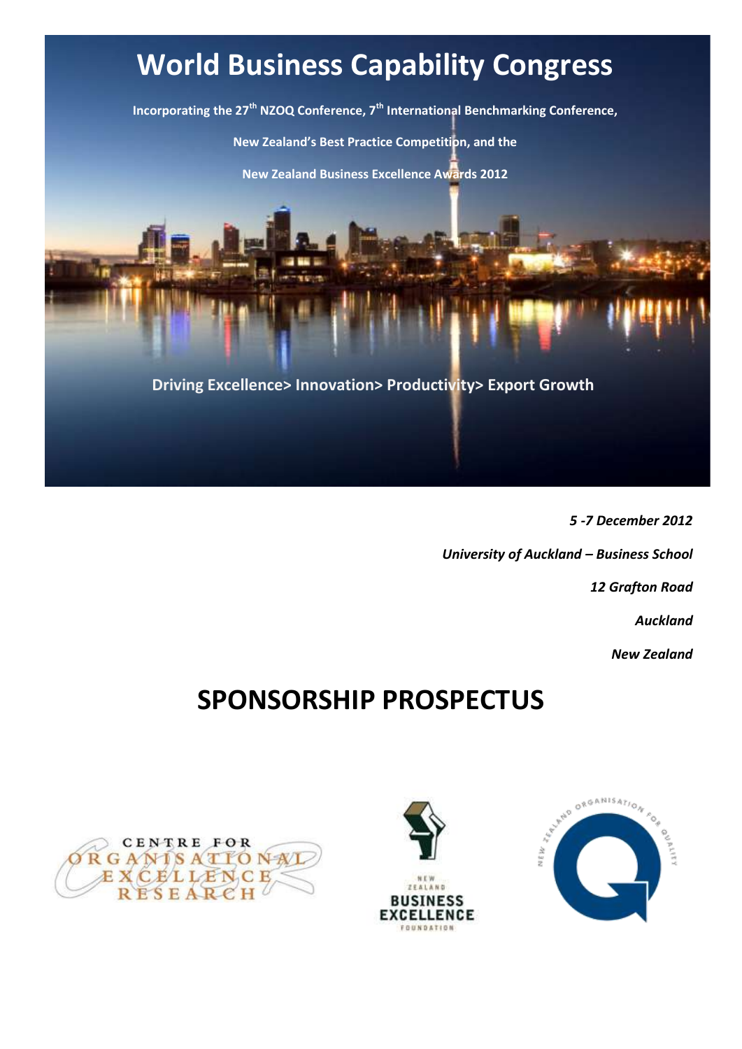# World Business Capability Congress

**Incorporating the 27th NZOQ Conference, 7th International Benchmarking Conference,**

**New Zealand's Best Practice Competition, and the**

**New Zealand Business Excellence Awards 2012**

**Driving Excellence> Innovation> Productivity> Export Growth**

***5 -7 December 2012***

***University of Auckland – Business School***

***12 Grafton Road***

***Auckland***

***New Zealand***

# SPONSORSHIP PROSPECTUS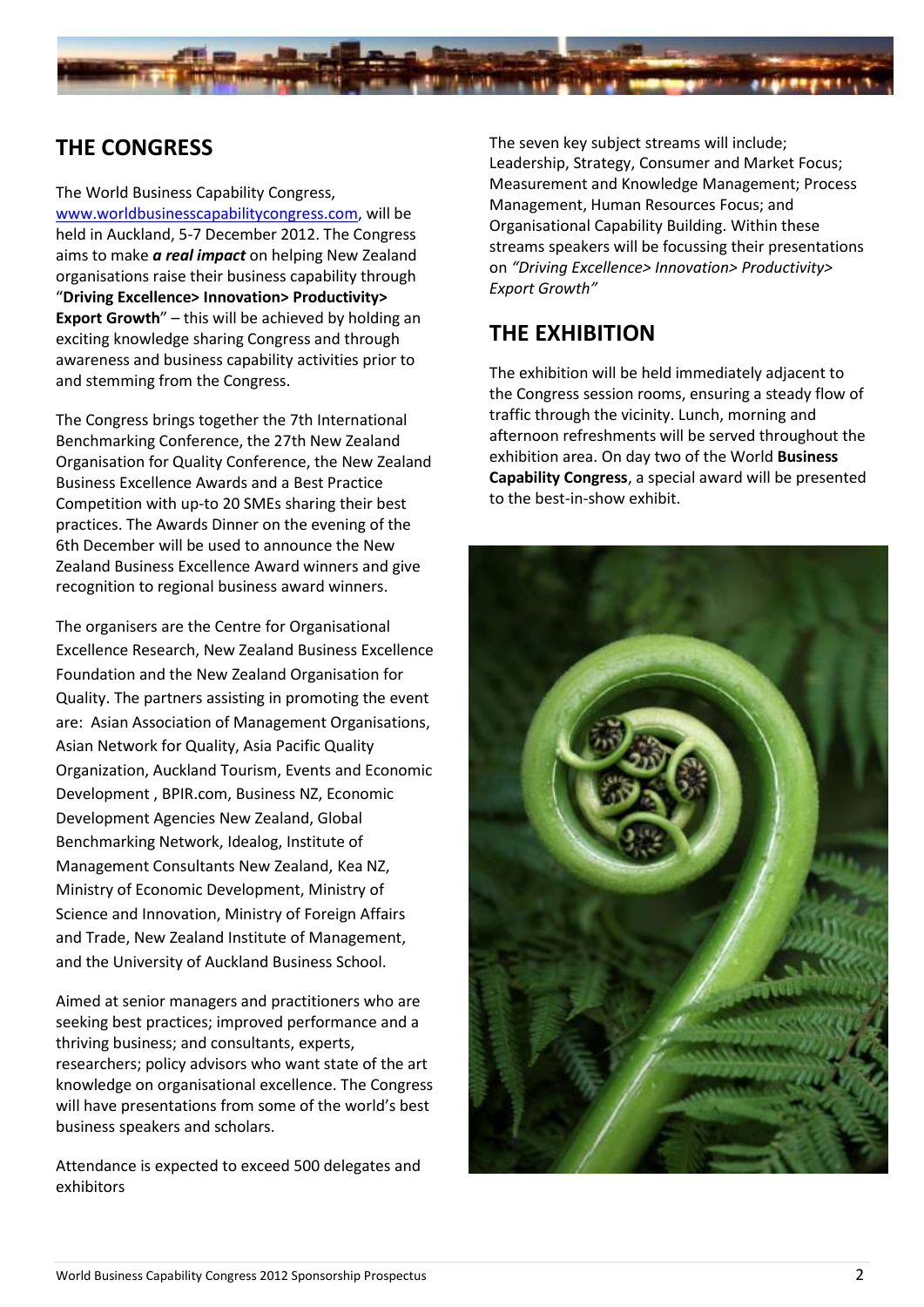## THE CONGRESS

The World Business Capability Congress, www.worldbusinesscapabilitycongress.com, will be held in Auckland, 5-7 December 2012. The Congress aims to make ***a real impact*** on helping New Zealand organisations raise their business capability through "**Driving Excellence> Innovation> Productivity> Export Growth**" – this will be achieved by holding an exciting knowledge sharing Congress and through awareness and business capability activities prior to and stemming from the Congress.

The Congress brings together the 7th International Benchmarking Conference, the 27th New Zealand Organisation for Quality Conference, the New Zealand Business Excellence Awards and a Best Practice Competition with up-to 20 SMEs sharing their best practices. The Awards Dinner on the evening of the 6th December will be used to announce the New Zealand Business Excellence Award winners and give recognition to regional business award winners.

The organisers are the Centre for Organisational Excellence Research, New Zealand Business Excellence Foundation and the New Zealand Organisation for Quality. The partners assisting in promoting the event are: Asian Association of Management Organisations, Asian Network for Quality, Asia Pacific Quality Organization, Auckland Tourism, Events and Economic Development , BPIR.com, Business NZ, Economic Development Agencies New Zealand, Global Benchmarking Network, Idealog, Institute of Management Consultants New Zealand, Kea NZ, Ministry of Economic Development, Ministry of Science and Innovation, Ministry of Foreign Affairs and Trade, New Zealand Institute of Management, and the University of Auckland Business School.

Aimed at senior managers and practitioners who are seeking best practices; improved performance and a thriving business; and consultants, experts, researchers; policy advisors who want state of the art knowledge on organisational excellence. The Congress will have presentations from some of the world's best business speakers and scholars.

Attendance is expected to exceed 500 delegates and exhibitors

The seven key subject streams will include; Leadership, Strategy, Consumer and Market Focus; Measurement and Knowledge Management; Process Management, Human Resources Focus; and Organisational Capability Building. Within these streams speakers will be focussing their presentations on *"Driving Excellence> Innovation> Productivity> Export Growth"*

## THE EXHIBITION

The exhibition will be held immediately adjacent to the Congress session rooms, ensuring a steady flow of traffic through the vicinity. Lunch, morning and afternoon refreshments will be served throughout the exhibition area. On day two of the World **Business Capability Congress**, a special award will be presented to the best-in-show exhibit.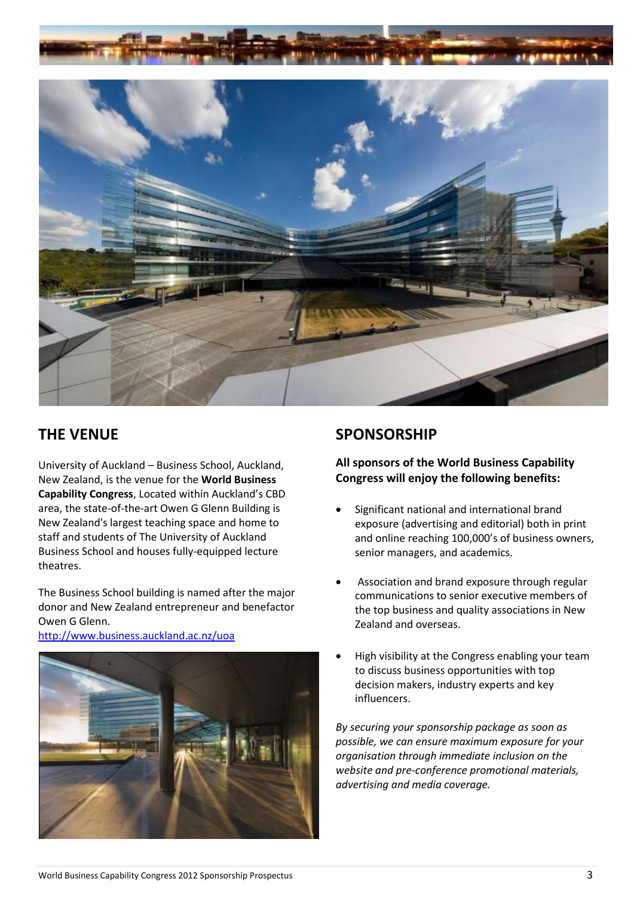## THE VENUE

University of Auckland – Business School, Auckland, New Zealand, is the venue for the **World Business Capability Congress**, Located within Auckland's CBD area, the state-of-the-art Owen G Glenn Building is New Zealand's largest teaching space and home to staff and students of The University of Auckland Business School and houses fully-equipped lecture theatres.

The Business School building is named after the major donor and New Zealand entrepreneur and benefactor Owen G Glenn.

http://www.business.auckland.ac.nz/uoa

## SPONSORSHIP

**All sponsors of the World Business Capability Congress will enjoy the following benefits:**

- Significant national and international brand exposure (advertising and editorial) both in print and online reaching 100,000's of business owners, senior managers, and academics.
- Association and brand exposure through regular communications to senior executive members of the top business and quality associations in New Zealand and overseas.
- High visibility at the Congress enabling your team to discuss business opportunities with top decision makers, industry experts and key influencers.

*By securing your sponsorship package as soon as possible, we can ensure maximum exposure for your organisation through immediate inclusion on the website and pre-conference promotional materials, advertising and media coverage.*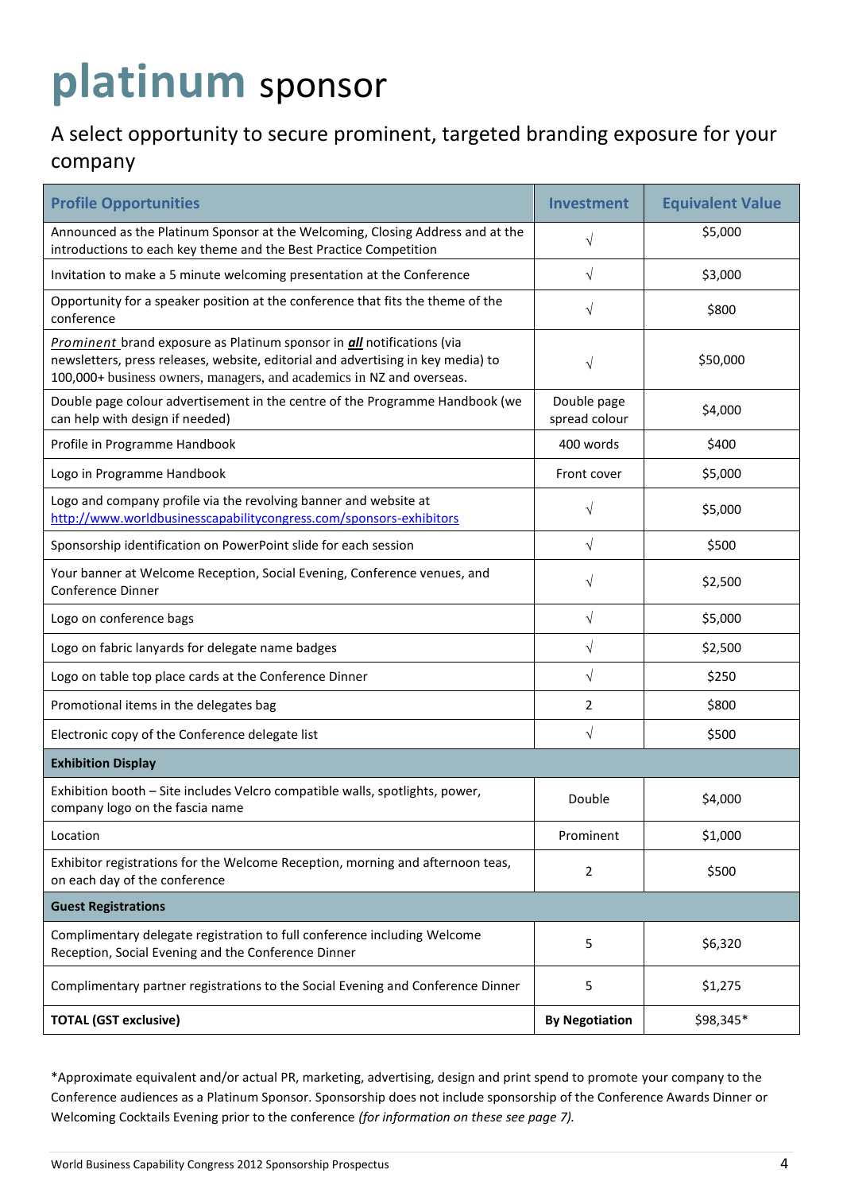# **platinum** sponsor

A select opportunity to secure prominent, targeted branding exposure for your company

| Profile Opportunities | Investment | Equivalent Value |
|---|---|---|
| Announced as the Platinum Sponsor at the Welcoming, Closing Address and at the introductions to each key theme and the Best Practice Competition | √ | $5,000 |
| Invitation to make a 5 minute welcoming presentation at the Conference | √ | $3,000 |
| Opportunity for a speaker position at the conference that fits the theme of the conference | √ | $800 |
| *Prominent* brand exposure as Platinum sponsor in ***all*** notifications (via newsletters, press releases, website, editorial and advertising in key media) to 100,000+ business owners, managers, and academics in NZ and overseas. | √ | $50,000 |
| Double page colour advertisement in the centre of the Programme Handbook (we can help with design if needed) | Double page spread colour | $4,000 |
| Profile in Programme Handbook | 400 words | $400 |
| Logo in Programme Handbook | Front cover | $5,000 |
| Logo and company profile via the revolving banner and website at http://www.worldbusinesscapabilitycongress.com/sponsors-exhibitors | √ | $5,000 |
| Sponsorship identification on PowerPoint slide for each session | √ | $500 |
| Your banner at Welcome Reception, Social Evening, Conference venues, and Conference Dinner | √ | $2,500 |
| Logo on conference bags | √ | $5,000 |
| Logo on fabric lanyards for delegate name badges | √ | $2,500 |
| Logo on table top place cards at the Conference Dinner | √ | $250 |
| Promotional items in the delegates bag | 2 | $800 |
| Electronic copy of the Conference delegate list | √ | $500 |
| **Exhibition Display** | | |
| Exhibition booth – Site includes Velcro compatible walls, spotlights, power, company logo on the fascia name | Double | $4,000 |
| Location | Prominent | $1,000 |
| Exhibitor registrations for the Welcome Reception, morning and afternoon teas, on each day of the conference | 2 | $500 |
| **Guest Registrations** | | |
| Complimentary delegate registration to full conference including Welcome Reception, Social Evening and the Conference Dinner | 5 | $6,320 |
| Complimentary partner registrations to the Social Evening and Conference Dinner | 5 | $1,275 |
| **TOTAL (GST exclusive)** | **By Negotiation** | $98,345* |

*Approximate equivalent and/or actual PR, marketing, advertising, design and print spend to promote your company to the Conference audiences as a Platinum Sponsor. Sponsorship does not include sponsorship of the Conference Awards Dinner or Welcoming Cocktails Evening prior to the conference *(for information on these see page 7).*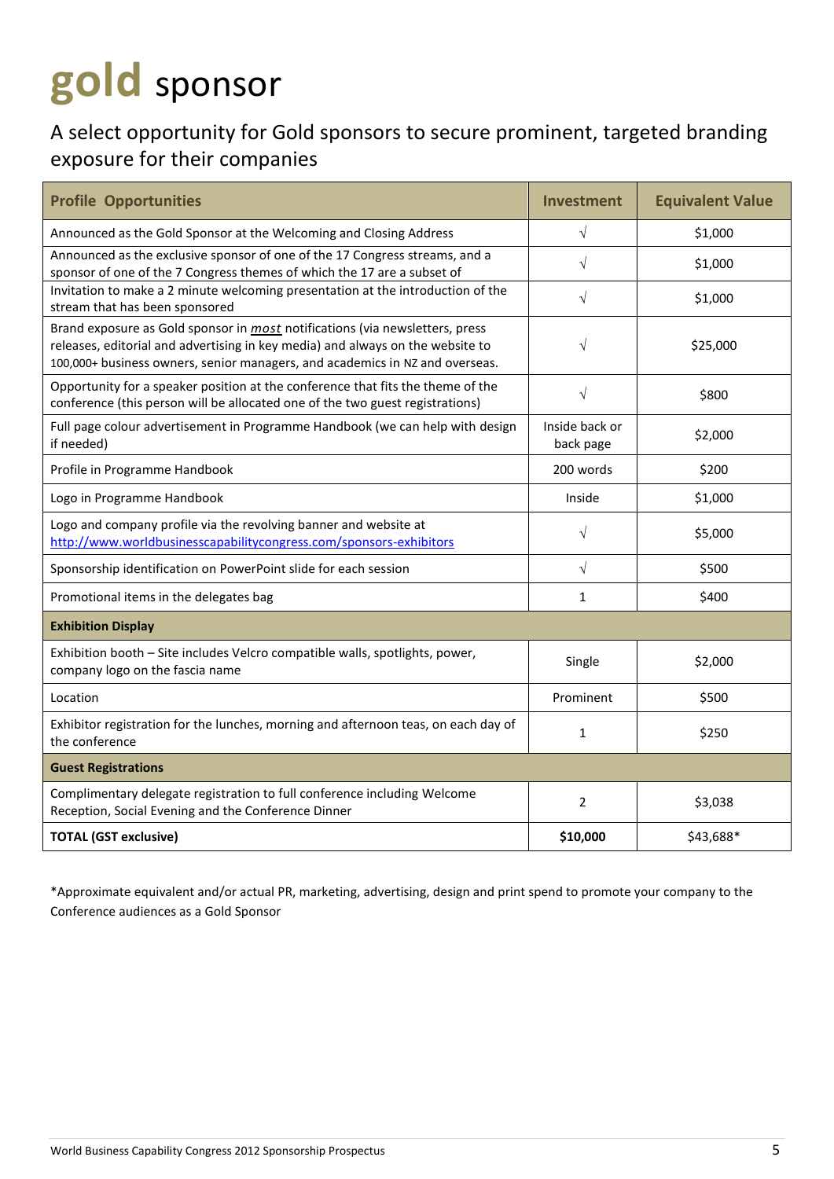# gold sponsor

A select opportunity for Gold sponsors to secure prominent, targeted branding exposure for their companies

| Profile Opportunities | Investment | Equivalent Value |
|---|---|---|
| Announced as the Gold Sponsor at the Welcoming and Closing Address | √ | $1,000 |
| Announced as the exclusive sponsor of one of the 17 Congress streams, and a sponsor of one of the 7 Congress themes of which the 17 are a subset of | √ | $1,000 |
| Invitation to make a 2 minute welcoming presentation at the introduction of the stream that has been sponsored | √ | $1,000 |
| Brand exposure as Gold sponsor in ***most*** notifications (via newsletters, press releases, editorial and advertising in key media) and always on the website to 100,000+ business owners, senior managers, and academics in NZ and overseas. | √ | $25,000 |
| Opportunity for a speaker position at the conference that fits the theme of the conference (this person will be allocated one of the two guest registrations) | √ | $800 |
| Full page colour advertisement in Programme Handbook (we can help with design if needed) | Inside back or back page | $2,000 |
| Profile in Programme Handbook | 200 words | $200 |
| Logo in Programme Handbook | Inside | $1,000 |
| Logo and company profile via the revolving banner and website at http://www.worldbusinesscapabilitycongress.com/sponsors-exhibitors | √ | $5,000 |
| Sponsorship identification on PowerPoint slide for each session | √ | $500 |
| Promotional items in the delegates bag | 1 | $400 |
| **Exhibition Display** | | |
| Exhibition booth – Site includes Velcro compatible walls, spotlights, power, company logo on the fascia name | Single | $2,000 |
| Location | Prominent | $500 |
| Exhibitor registration for the lunches, morning and afternoon teas, on each day of the conference | 1 | $250 |
| **Guest Registrations** | | |
| Complimentary delegate registration to full conference including Welcome Reception, Social Evening and the Conference Dinner | 2 | $3,038 |
| **TOTAL (GST exclusive)** | **$10,000** | $43,688* |

*Approximate equivalent and/or actual PR, marketing, advertising, design and print spend to promote your company to the Conference audiences as a Gold Sponsor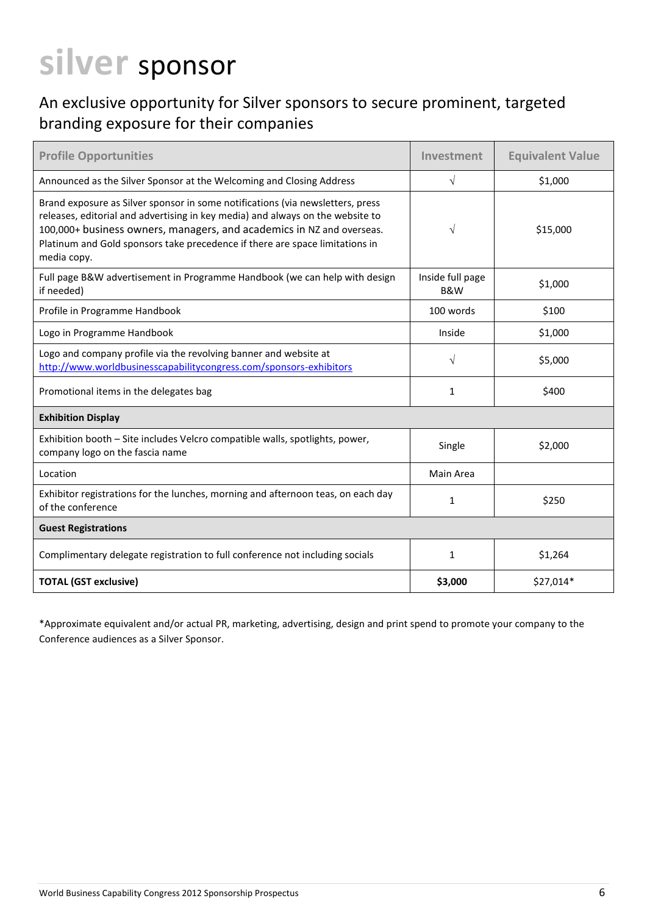# silver sponsor

## An exclusive opportunity for Silver sponsors to secure prominent, targeted branding exposure for their companies

| Profile Opportunities | Investment | Equivalent Value |
|---|---|---|
| Announced as the Silver Sponsor at the Welcoming and Closing Address | √ | $1,000 |
| Brand exposure as Silver sponsor in some notifications (via newsletters, press releases, editorial and advertising in key media) and always on the website to 100,000+ business owners, managers, and academics in NZ and overseas. Platinum and Gold sponsors take precedence if there are space limitations in media copy. | √ | $15,000 |
| Full page B&W advertisement in Programme Handbook (we can help with design if needed) | Inside full page B&W | $1,000 |
| Profile in Programme Handbook | 100 words | $100 |
| Logo in Programme Handbook | Inside | $1,000 |
| Logo and company profile via the revolving banner and website at http://www.worldbusinesscapabilitycongress.com/sponsors-exhibitors | √ | $5,000 |
| Promotional items in the delegates bag | 1 | $400 |
| **Exhibition Display** | | |
| Exhibition booth – Site includes Velcro compatible walls, spotlights, power, company logo on the fascia name | Single | $2,000 |
| Location | Main Area | |
| Exhibitor registrations for the lunches, morning and afternoon teas, on each day of the conference | 1 | $250 |
| **Guest Registrations** | | |
| Complimentary delegate registration to full conference not including socials | 1 | $1,264 |
| **TOTAL (GST exclusive)** | **$3,000** | $27,014* |

*Approximate equivalent and/or actual PR, marketing, advertising, design and print spend to promote your company to the Conference audiences as a Silver Sponsor.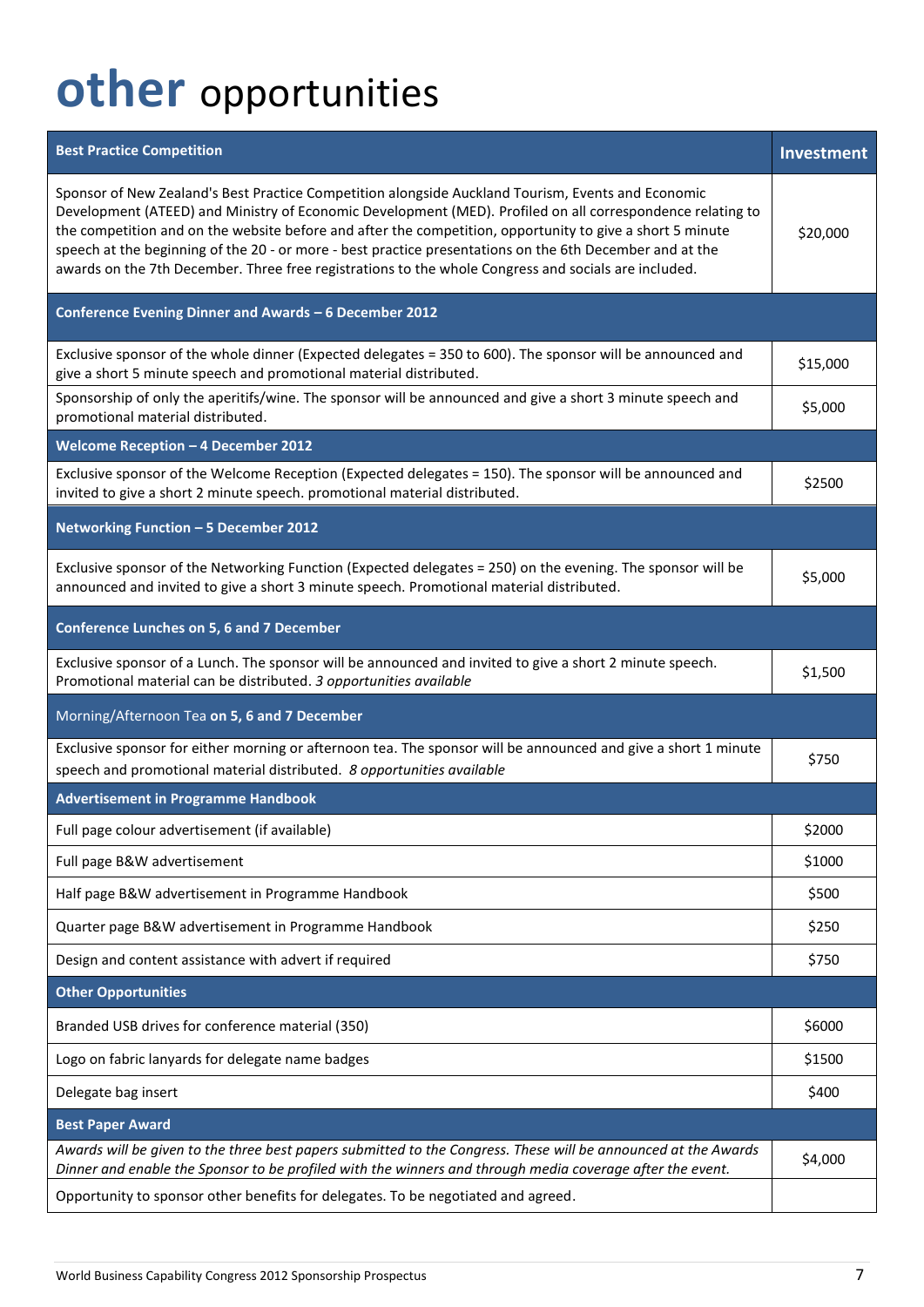# **other** opportunities

| **Best Practice Competition** | **Investment** |
|---|---|
| Sponsor of New Zealand's Best Practice Competition alongside Auckland Tourism, Events and Economic Development (ATEED) and Ministry of Economic Development (MED). Profiled on all correspondence relating to the competition and on the website before and after the competition, opportunity to give a short 5 minute speech at the beginning of the 20 - or more - best practice presentations on the 6th December and at the awards on the 7th December. Three free registrations to the whole Congress and socials are included. | $20,000 |
| **Conference Evening Dinner and Awards – 6 December 2012** | |
| Exclusive sponsor of the whole dinner (Expected delegates = 350 to 600). The sponsor will be announced and give a short 5 minute speech and promotional material distributed. | $15,000 |
| Sponsorship of only the aperitifs/wine. The sponsor will be announced and give a short 3 minute speech and promotional material distributed. | $5,000 |
| **Welcome Reception – 4 December 2012** | |
| Exclusive sponsor of the Welcome Reception (Expected delegates = 150). The sponsor will be announced and invited to give a short 2 minute speech. promotional material distributed. | $2500 |
| **Networking Function – 5 December 2012** | |
| Exclusive sponsor of the Networking Function (Expected delegates = 250) on the evening. The sponsor will be announced and invited to give a short 3 minute speech. Promotional material distributed. | $5,000 |
| **Conference Lunches on 5, 6 and 7 December** | |
| Exclusive sponsor of a Lunch. The sponsor will be announced and invited to give a short 2 minute speech. Promotional material can be distributed. *3 opportunities available* | $1,500 |
| Morning/Afternoon Tea **on 5, 6 and 7 December** | |
| Exclusive sponsor for either morning or afternoon tea. The sponsor will be announced and give a short 1 minute speech and promotional material distributed. *8 opportunities available* | $750 |
| **Advertisement in Programme Handbook** | |
| Full page colour advertisement (if available) | $2000 |
| Full page B&W advertisement | $1000 |
| Half page B&W advertisement in Programme Handbook | $500 |
| Quarter page B&W advertisement in Programme Handbook | $250 |
| Design and content assistance with advert if required | $750 |
| **Other Opportunities** | |
| Branded USB drives for conference material (350) | $6000 |
| Logo on fabric lanyards for delegate name badges | $1500 |
| Delegate bag insert | $400 |
| **Best Paper Award** | |
| *Awards will be given to the three best papers submitted to the Congress. These will be announced at the Awards Dinner and enable the Sponsor to be profiled with the winners and through media coverage after the event.* | $4,000 |
| Opportunity to sponsor other benefits for delegates. To be negotiated and agreed. | |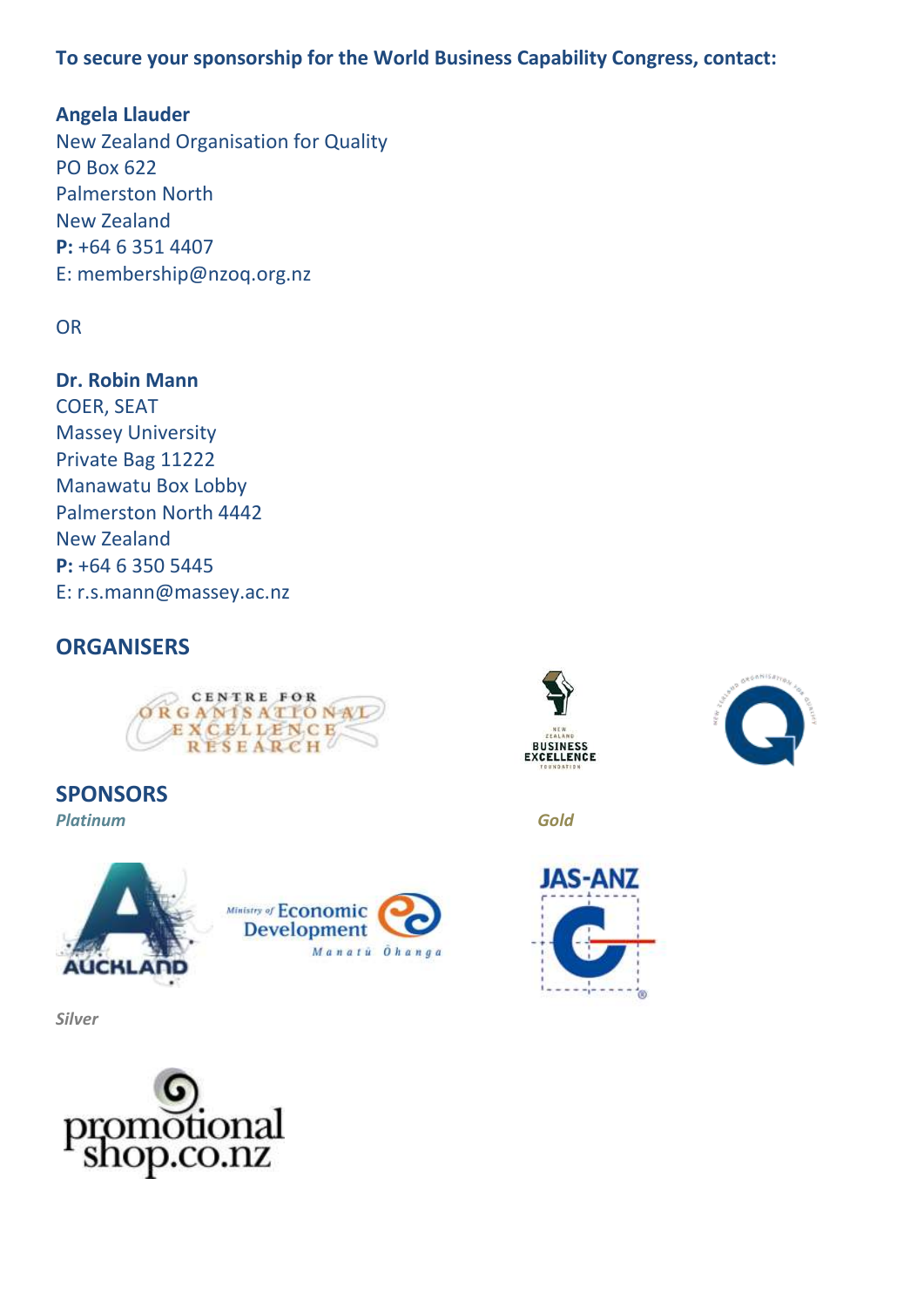**To secure your sponsorship for the World Business Capability Congress, contact:**

**Angela Llauder**
New Zealand Organisation for Quality
PO Box 622
Palmerston North
New Zealand
**P:** +64 6 351 4407
E: membership@nzoq.org.nz

OR

**Dr. Robin Mann**
COER, SEAT
Massey University
Private Bag 11222
Manawatu Box Lobby
Palmerston North 4442
New Zealand
**P:** +64 6 350 5445
E: r.s.mann@massey.ac.nz

## ORGANISERS

## SPONSORS

***Platinum***

***Gold***

***Silver***